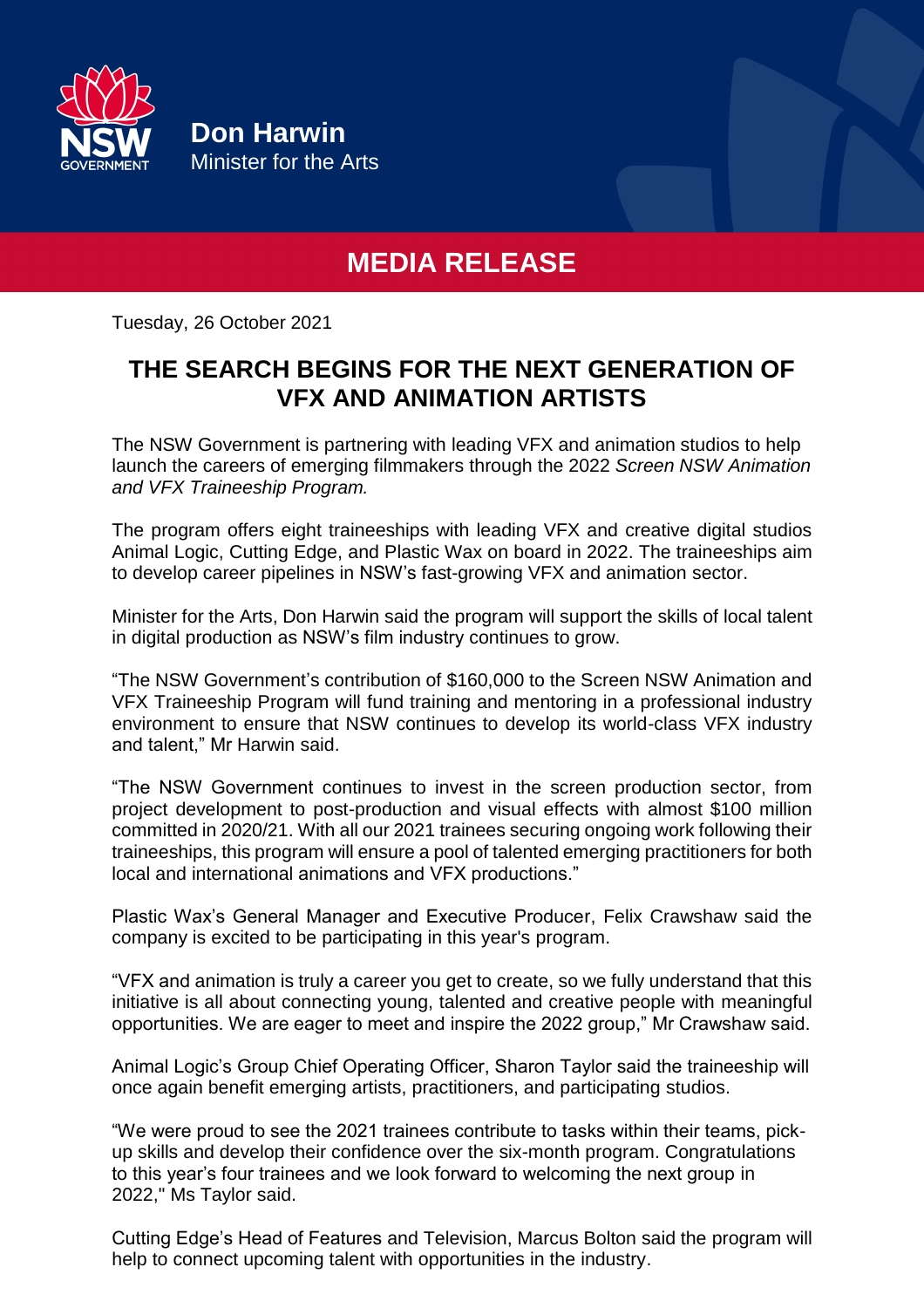**Don Harwin**
Minister for the Arts

# MEDIA RELEASE

Tuesday, 26 October 2021

## THE SEARCH BEGINS FOR THE NEXT GENERATION OF VFX AND ANIMATION ARTISTS

The NSW Government is partnering with leading VFX and animation studios to help launch the careers of emerging filmmakers through the 2022 *Screen NSW Animation and VFX Traineeship Program.*

The program offers eight traineeships with leading VFX and creative digital studios Animal Logic, Cutting Edge, and Plastic Wax on board in 2022. The traineeships aim to develop career pipelines in NSW's fast-growing VFX and animation sector.

Minister for the Arts, Don Harwin said the program will support the skills of local talent in digital production as NSW's film industry continues to grow.

"The NSW Government's contribution of $160,000 to the Screen NSW Animation and VFX Traineeship Program will fund training and mentoring in a professional industry environment to ensure that NSW continues to develop its world-class VFX industry and talent," Mr Harwin said.

"The NSW Government continues to invest in the screen production sector, from project development to post-production and visual effects with almost $100 million committed in 2020/21. With all our 2021 trainees securing ongoing work following their traineeships, this program will ensure a pool of talented emerging practitioners for both local and international animations and VFX productions."

Plastic Wax's General Manager and Executive Producer, Felix Crawshaw said the company is excited to be participating in this year's program.

"VFX and animation is truly a career you get to create, so we fully understand that this initiative is all about connecting young, talented and creative people with meaningful opportunities. We are eager to meet and inspire the 2022 group," Mr Crawshaw said.

Animal Logic's Group Chief Operating Officer, Sharon Taylor said the traineeship will once again benefit emerging artists, practitioners, and participating studios.

"We were proud to see the 2021 trainees contribute to tasks within their teams, pick-up skills and develop their confidence over the six-month program. Congratulations to this year's four trainees and we look forward to welcoming the next group in 2022," Ms Taylor said.

Cutting Edge's Head of Features and Television, Marcus Bolton said the program will help to connect upcoming talent with opportunities in the industry.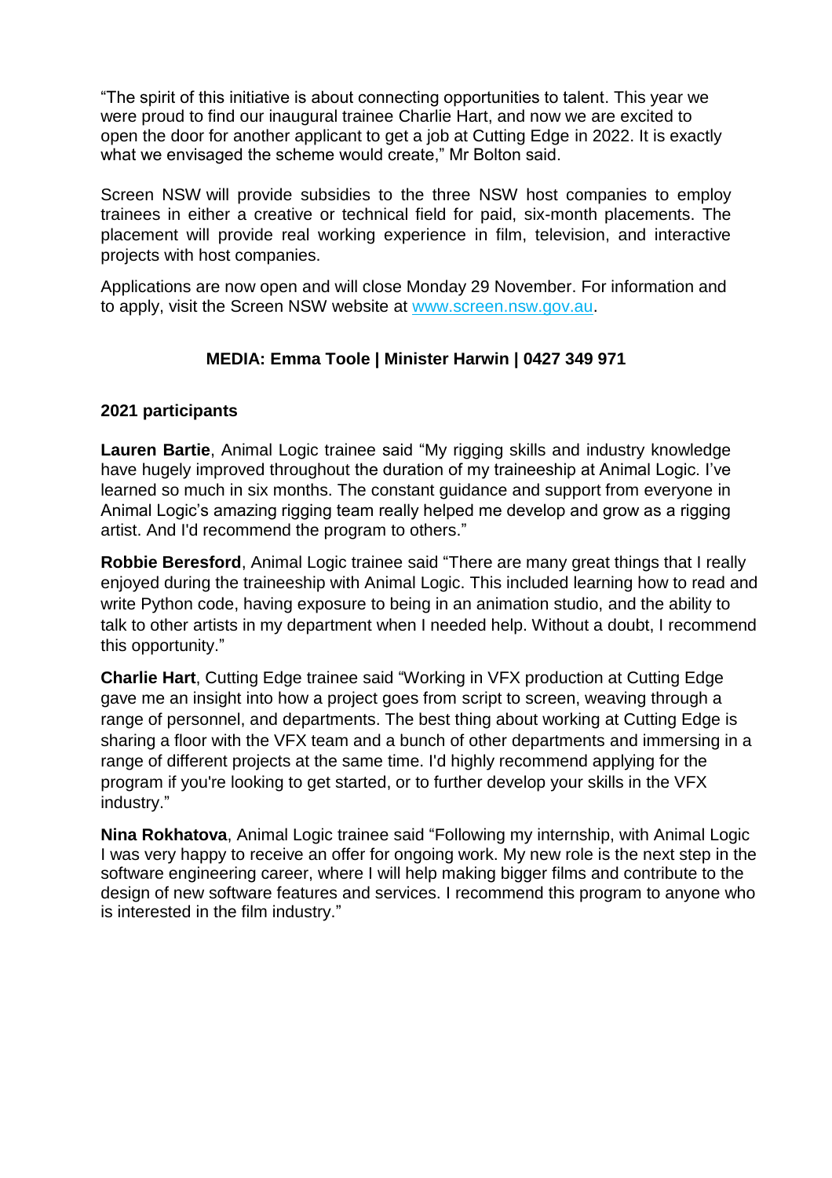"The spirit of this initiative is about connecting opportunities to talent. This year we were proud to find our inaugural trainee Charlie Hart, and now we are excited to open the door for another applicant to get a job at Cutting Edge in 2022. It is exactly what we envisaged the scheme would create," Mr Bolton said.

Screen NSW will provide subsidies to the three NSW host companies to employ trainees in either a creative or technical field for paid, six-month placements. The placement will provide real working experience in film, television, and interactive projects with host companies.

Applications are now open and will close Monday 29 November. For information and to apply, visit the Screen NSW website at [www.screen.nsw.gov.au](http://www.screen.nsw.gov.au).

**MEDIA: Emma Toole | Minister Harwin | 0427 349 971**

**2021 participants**

**Lauren Bartie**, Animal Logic trainee said "My rigging skills and industry knowledge have hugely improved throughout the duration of my traineeship at Animal Logic. I've learned so much in six months. The constant guidance and support from everyone in Animal Logic's amazing rigging team really helped me develop and grow as a rigging artist. And I'd recommend the program to others."

**Robbie Beresford**, Animal Logic trainee said "There are many great things that I really enjoyed during the traineeship with Animal Logic. This included learning how to read and write Python code, having exposure to being in an animation studio, and the ability to talk to other artists in my department when I needed help. Without a doubt, I recommend this opportunity."

**Charlie Hart**, Cutting Edge trainee said "Working in VFX production at Cutting Edge gave me an insight into how a project goes from script to screen, weaving through a range of personnel, and departments. The best thing about working at Cutting Edge is sharing a floor with the VFX team and a bunch of other departments and immersing in a range of different projects at the same time. I'd highly recommend applying for the program if you're looking to get started, or to further develop your skills in the VFX industry."

**Nina Rokhatova**, Animal Logic trainee said "Following my internship, with Animal Logic I was very happy to receive an offer for ongoing work. My new role is the next step in the software engineering career, where I will help making bigger films and contribute to the design of new software features and services. I recommend this program to anyone who is interested in the film industry."